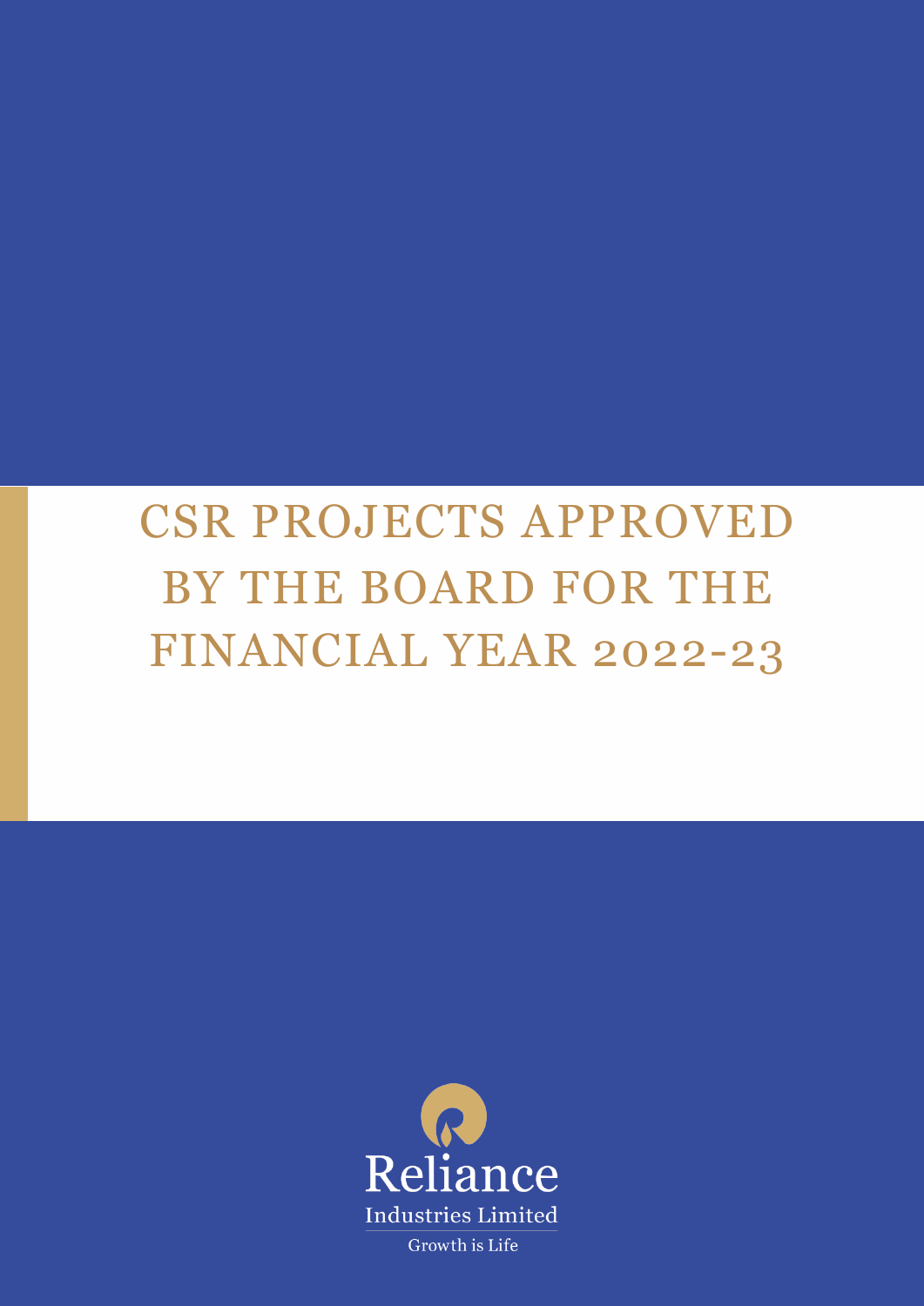# CSR PROJECTS APPROVED BY THE BOARD FOR THE FINANCIAL YEAR 2022-23

Reliance
Industries Limited
Growth is Life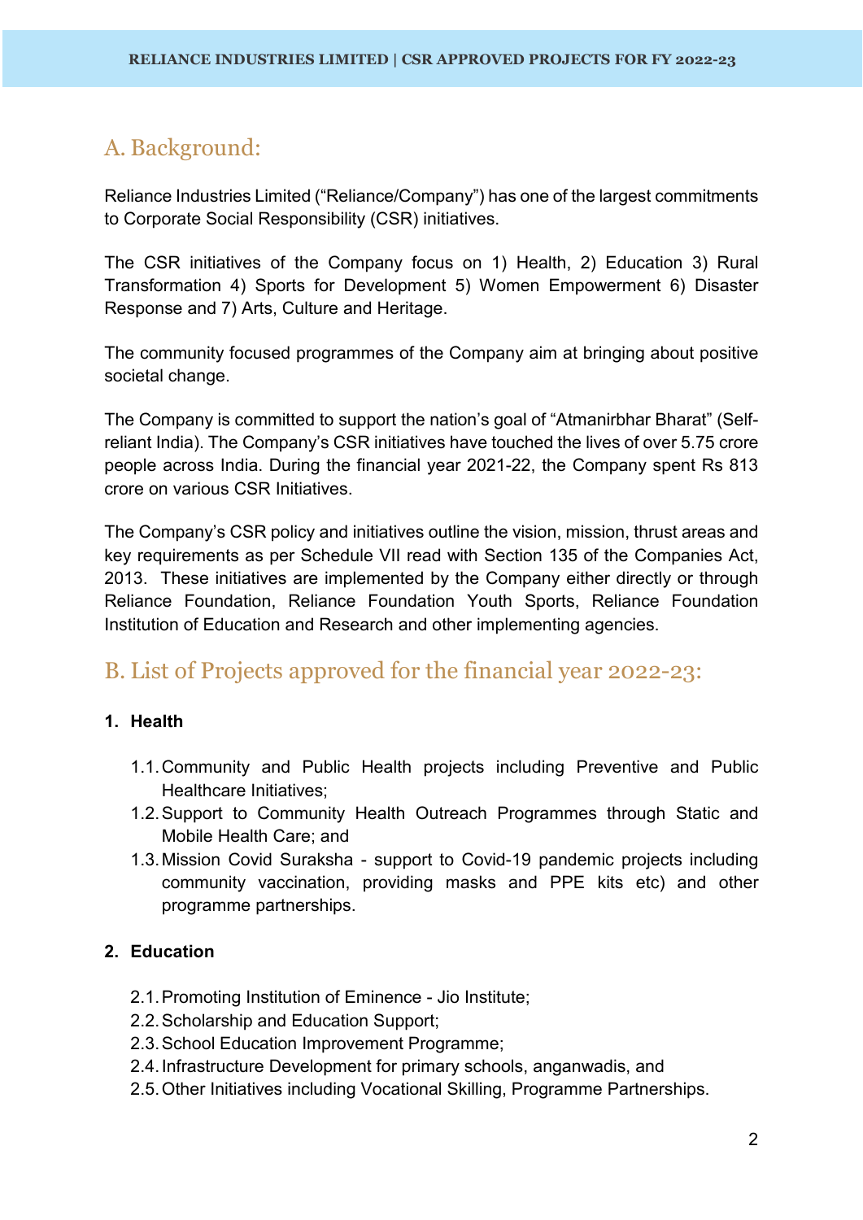## A. Background:

Reliance Industries Limited ("Reliance/Company") has one of the largest commitments to Corporate Social Responsibility (CSR) initiatives.

The CSR initiatives of the Company focus on 1) Health, 2) Education 3) Rural Transformation 4) Sports for Development 5) Women Empowerment 6) Disaster Response and 7) Arts, Culture and Heritage.

The community focused programmes of the Company aim at bringing about positive societal change.

The Company is committed to support the nation's goal of "Atmanirbhar Bharat" (Self-reliant India). The Company's CSR initiatives have touched the lives of over 5.75 crore people across India. During the financial year 2021-22, the Company spent Rs 813 crore on various CSR Initiatives.

The Company's CSR policy and initiatives outline the vision, mission, thrust areas and key requirements as per Schedule VII read with Section 135 of the Companies Act, 2013. These initiatives are implemented by the Company either directly or through Reliance Foundation, Reliance Foundation Youth Sports, Reliance Foundation Institution of Education and Research and other implementing agencies.

## B. List of Projects approved for the financial year 2022-23:

**1. Health**

- 1.1. Community and Public Health projects including Preventive and Public Healthcare Initiatives;
- 1.2. Support to Community Health Outreach Programmes through Static and Mobile Health Care; and
- 1.3. Mission Covid Suraksha - support to Covid-19 pandemic projects including community vaccination, providing masks and PPE kits etc) and other programme partnerships.

**2. Education**

- 2.1. Promoting Institution of Eminence - Jio Institute;
- 2.2. Scholarship and Education Support;
- 2.3. School Education Improvement Programme;
- 2.4. Infrastructure Development for primary schools, anganwadis, and
- 2.5. Other Initiatives including Vocational Skilling, Programme Partnerships.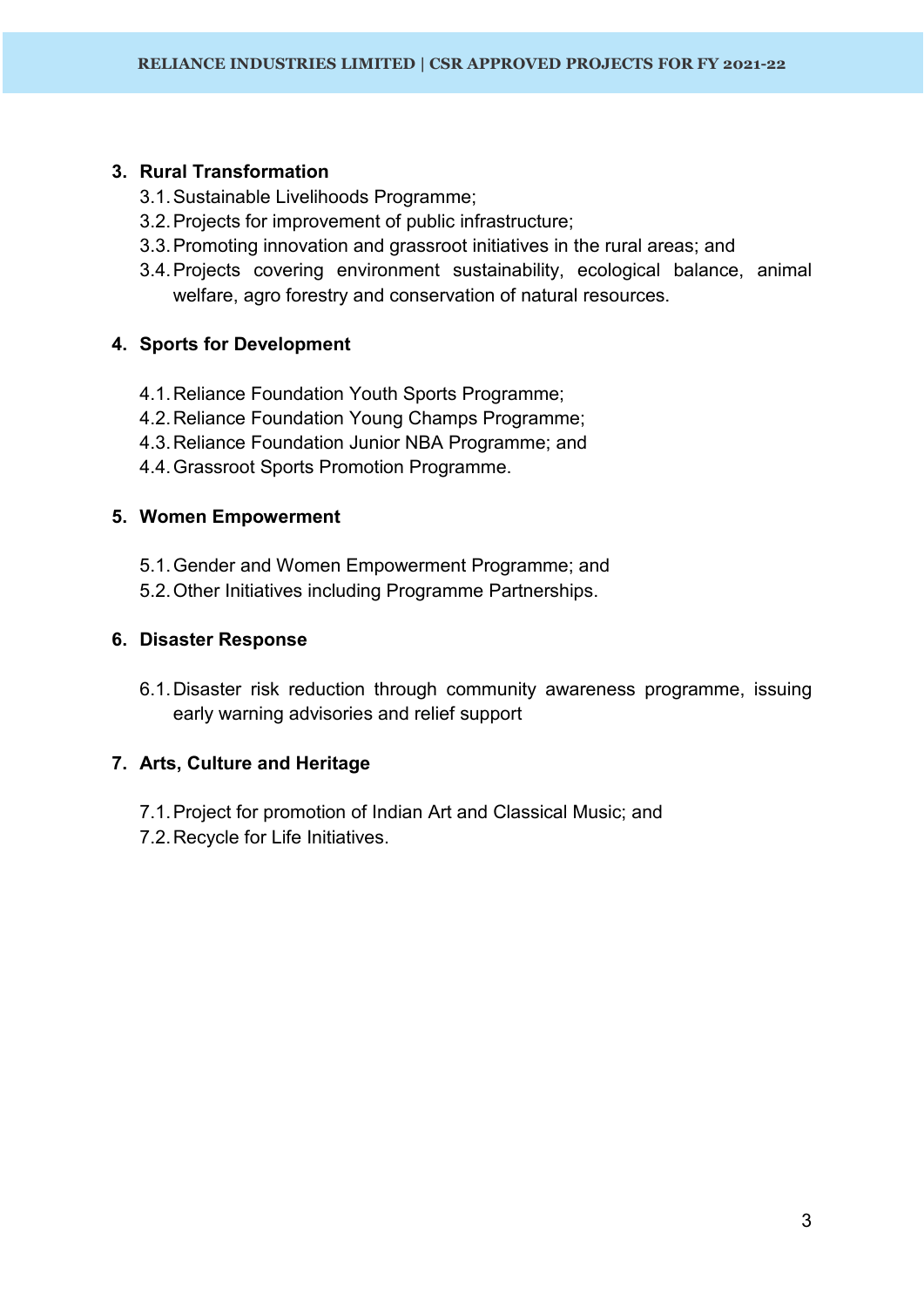3. **Rural Transformation**
    - 3.1. Sustainable Livelihoods Programme;
    - 3.2. Projects for improvement of public infrastructure;
    - 3.3. Promoting innovation and grassroot initiatives in the rural areas; and
    - 3.4. Projects covering environment sustainability, ecological balance, animal welfare, agro forestry and conservation of natural resources.

4. **Sports for Development**
    - 4.1. Reliance Foundation Youth Sports Programme;
    - 4.2. Reliance Foundation Young Champs Programme;
    - 4.3. Reliance Foundation Junior NBA Programme; and
    - 4.4. Grassroot Sports Promotion Programme.

5. **Women Empowerment**
    - 5.1. Gender and Women Empowerment Programme; and
    - 5.2. Other Initiatives including Programme Partnerships.

6. **Disaster Response**
    - 6.1. Disaster risk reduction through community awareness programme, issuing early warning advisories and relief support

7. **Arts, Culture and Heritage**
    - 7.1. Project for promotion of Indian Art and Classical Music; and
    - 7.2. Recycle for Life Initiatives.